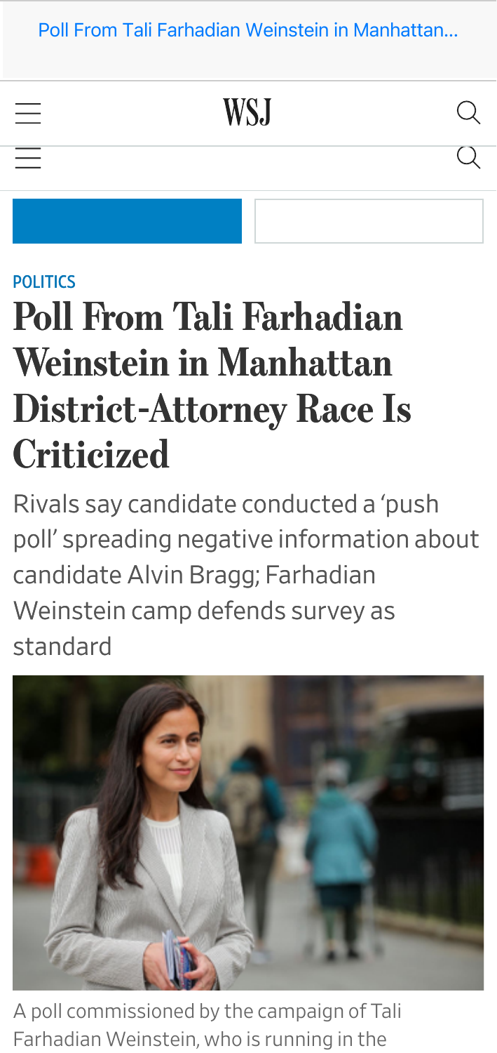POLITICS

# Poll From Tali Farhadian Weinstein in Manhattan District-Attorney Race Is Criticized

Rivals say candidate conducted a 'push poll' spreading negative information about candidate Alvin Bragg; Farhadian Weinstein camp defends survey as standard

A poll commissioned by the campaign of Tali Farhadian Weinstein, who is running in the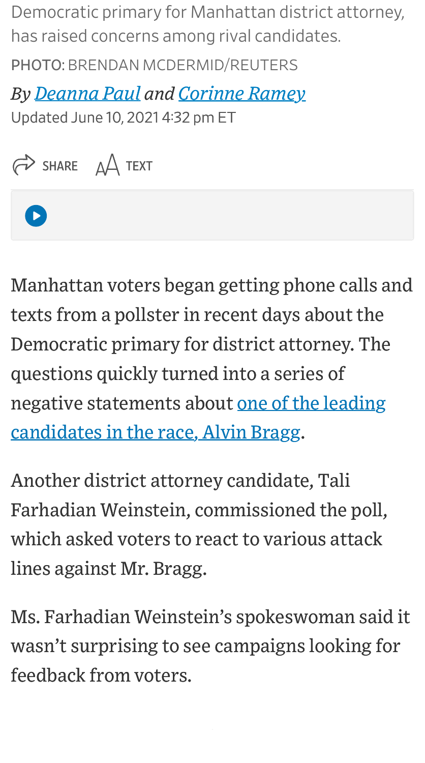Democratic primary for Manhattan district attorney, has raised concerns among rival candidates.

PHOTO: BRENDAN MCDERMID/REUTERS

*By Deanna Paul and Corinne Ramey*

Updated June 10, 2021 4:32 pm ET

Manhattan voters began getting phone calls and texts from a pollster in recent days about the Democratic primary for district attorney. The questions quickly turned into a series of negative statements about one of the leading candidates in the race, Alvin Bragg.

Another district attorney candidate, Tali Farhadian Weinstein, commissioned the poll, which asked voters to react to various attack lines against Mr. Bragg.

Ms. Farhadian Weinstein's spokeswoman said it wasn't surprising to see campaigns looking for feedback from voters.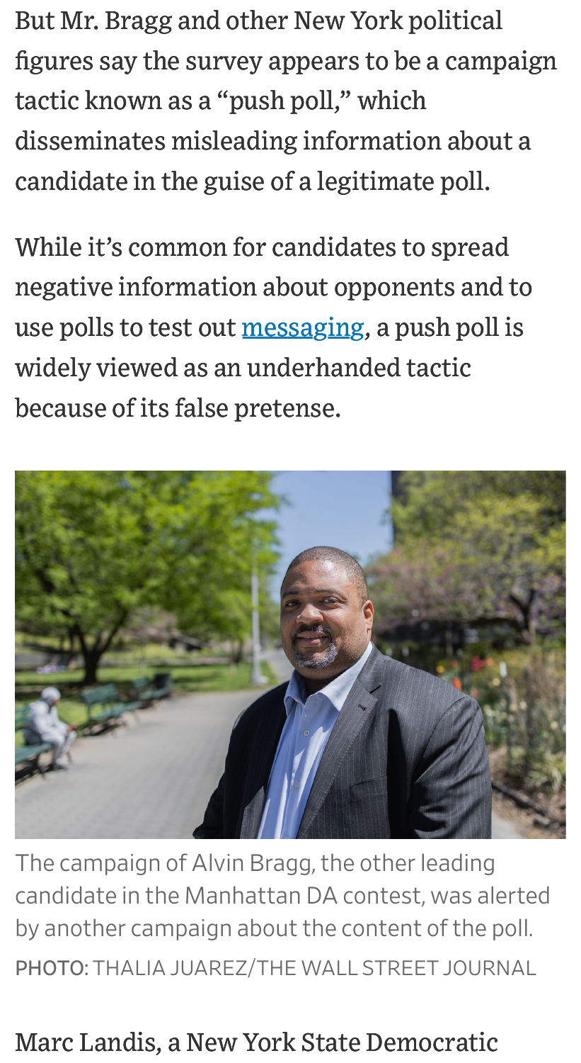But Mr. Bragg and other New York political figures say the survey appears to be a campaign tactic known as a "push poll," which disseminates misleading information about a candidate in the guise of a legitimate poll.

While it's common for candidates to spread negative information about opponents and to use polls to test out messaging, a push poll is widely viewed as an underhanded tactic because of its false pretense.

The campaign of Alvin Bragg, the other leading candidate in the Manhattan DA contest, was alerted by another campaign about the content of the poll.

PHOTO: THALIA JUAREZ/THE WALL STREET JOURNAL

Marc Landis, a New York State Democratic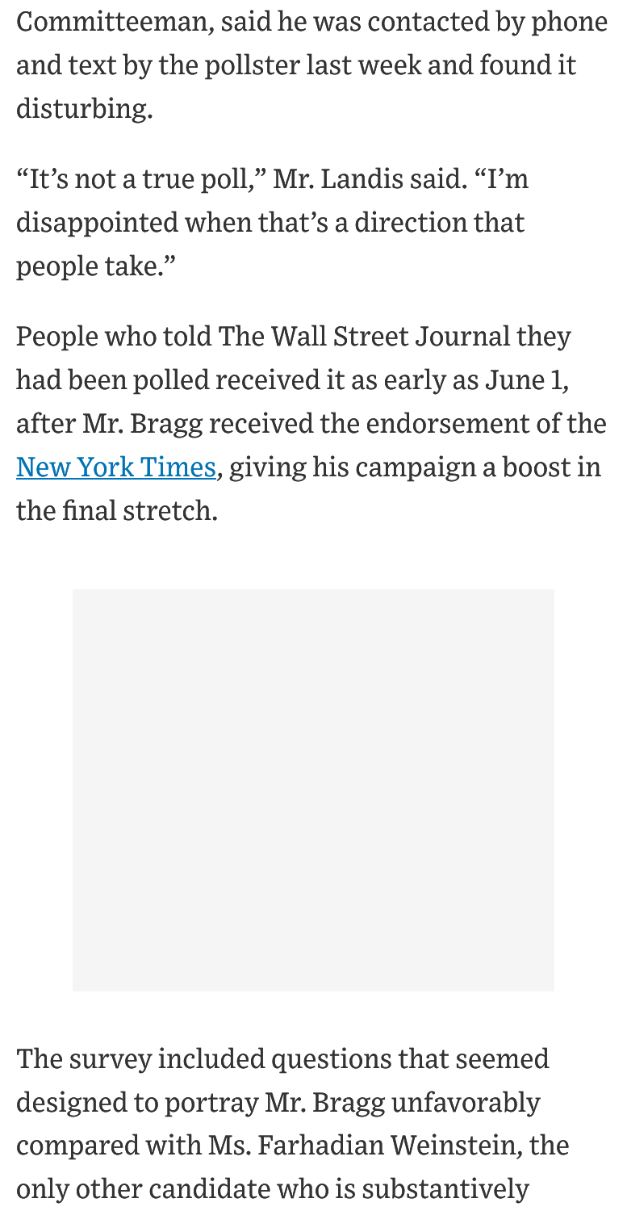Committeeman, said he was contacted by phone and text by the pollster last week and found it disturbing.

"It's not a true poll," Mr. Landis said. "I'm disappointed when that's a direction that people take."

People who told The Wall Street Journal they had been polled received it as early as June 1, after Mr. Bragg received the endorsement of the [New York Times](), giving his campaign a boost in the final stretch.

The survey included questions that seemed designed to portray Mr. Bragg unfavorably compared with Ms. Farhadian Weinstein, the only other candidate who is substantively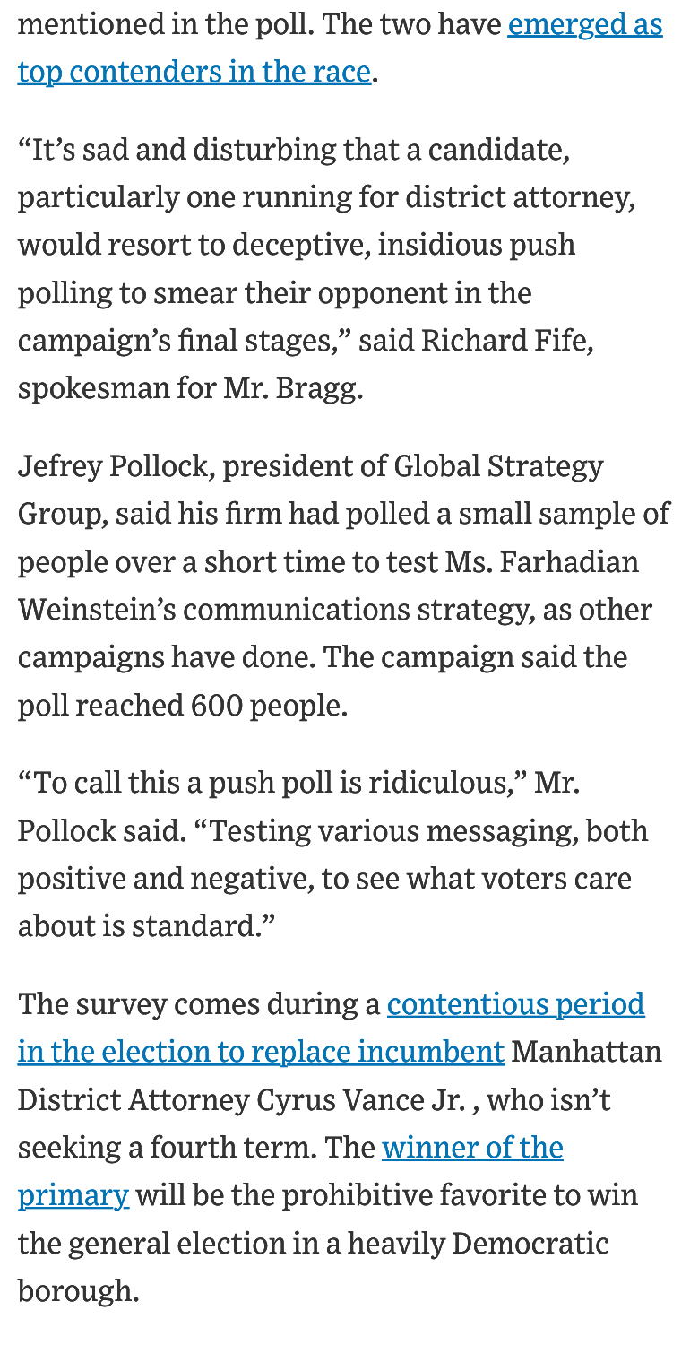mentioned in the poll. The two have emerged as top contenders in the race.

"It's sad and disturbing that a candidate, particularly one running for district attorney, would resort to deceptive, insidious push polling to smear their opponent in the campaign's final stages," said Richard Fife, spokesman for Mr. Bragg.

Jefrey Pollock, president of Global Strategy Group, said his firm had polled a small sample of people over a short time to test Ms. Farhadian Weinstein's communications strategy, as other campaigns have done. The campaign said the poll reached 600 people.

"To call this a push poll is ridiculous," Mr. Pollock said. "Testing various messaging, both positive and negative, to see what voters care about is standard."

The survey comes during a contentious period in the election to replace incumbent Manhattan District Attorney Cyrus Vance Jr. , who isn't seeking a fourth term. The winner of the primary will be the prohibitive favorite to win the general election in a heavily Democratic borough.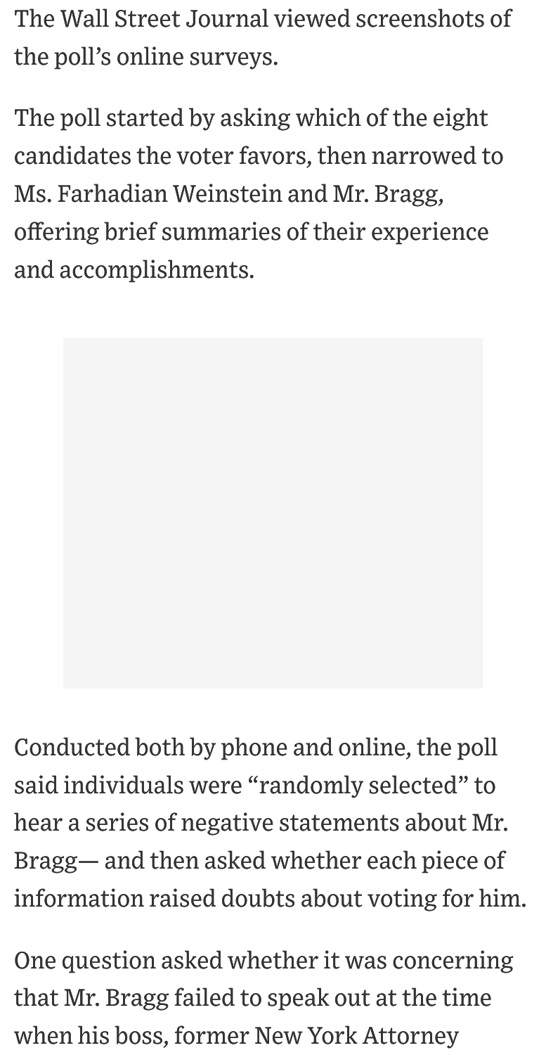The Wall Street Journal viewed screenshots of the poll's online surveys.

The poll started by asking which of the eight candidates the voter favors, then narrowed to Ms. Farhadian Weinstein and Mr. Bragg, offering brief summaries of their experience and accomplishments.

Conducted both by phone and online, the poll said individuals were "randomly selected" to hear a series of negative statements about Mr. Bragg— and then asked whether each piece of information raised doubts about voting for him.

One question asked whether it was concerning that Mr. Bragg failed to speak out at the time when his boss, former New York Attorney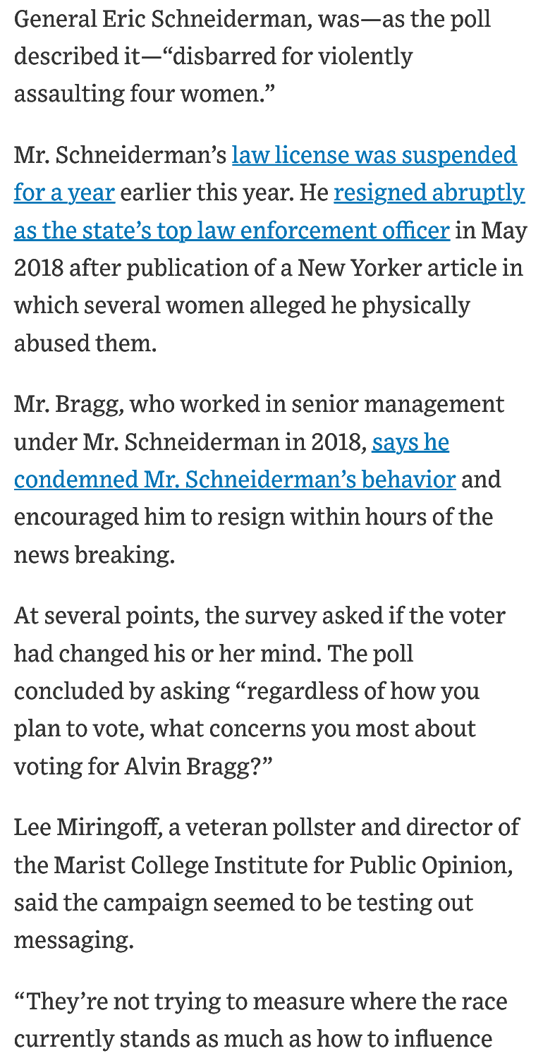General Eric Schneiderman, was—as the poll described it—"disbarred for violently assaulting four women."

Mr. Schneiderman's law license was suspended for a year earlier this year. He resigned abruptly as the state's top law enforcement officer in May 2018 after publication of a New Yorker article in which several women alleged he physically abused them.

Mr. Bragg, who worked in senior management under Mr. Schneiderman in 2018, says he condemned Mr. Schneiderman's behavior and encouraged him to resign within hours of the news breaking.

At several points, the survey asked if the voter had changed his or her mind. The poll concluded by asking "regardless of how you plan to vote, what concerns you most about voting for Alvin Bragg?"

Lee Miringoff, a veteran pollster and director of the Marist College Institute for Public Opinion, said the campaign seemed to be testing out messaging.

"They're not trying to measure where the race currently stands as much as how to influence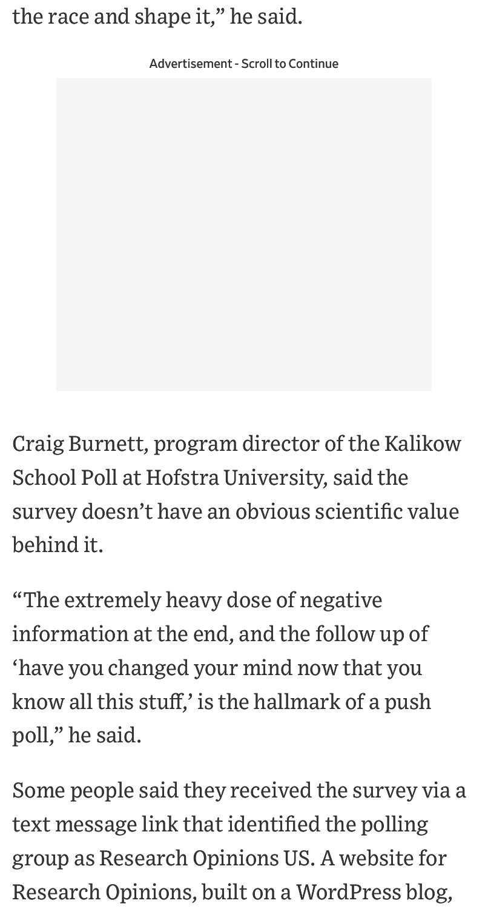the race and shape it," he said.

Craig Burnett, program director of the Kalikow School Poll at Hofstra University, said the survey doesn't have an obvious scientific value behind it.

"The extremely heavy dose of negative information at the end, and the follow up of 'have you changed your mind now that you know all this stuff,' is the hallmark of a push poll," he said.

Some people said they received the survey via a text message link that identified the polling group as Research Opinions US. A website for Research Opinions, built on a WordPress blog,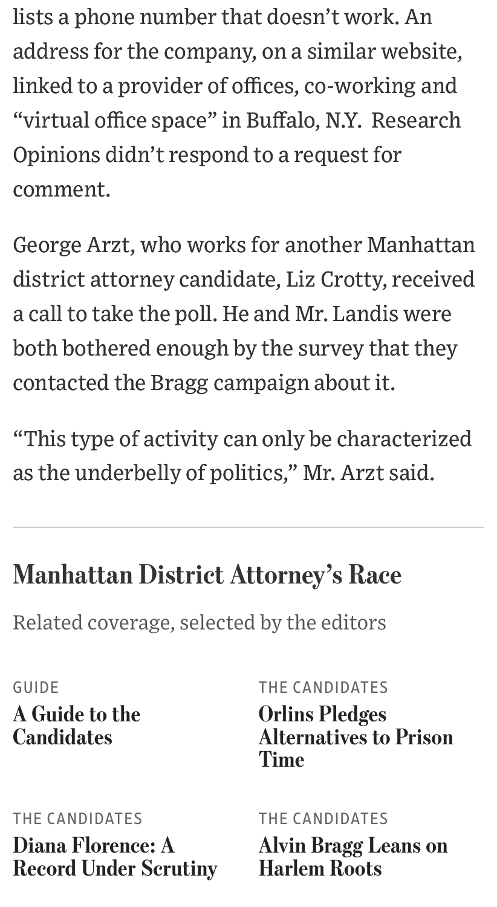lists a phone number that doesn't work. An address for the company, on a similar website, linked to a provider of offices, co-working and "virtual office space" in Buffalo, N.Y. Research Opinions didn't respond to a request for comment.

George Arzt, who works for another Manhattan district attorney candidate, Liz Crotty, received a call to take the poll. He and Mr. Landis were both bothered enough by the survey that they contacted the Bragg campaign about it.

"This type of activity can only be characterized as the underbelly of politics," Mr. Arzt said.

---

## Manhattan District Attorney's Race

Related coverage, selected by the editors

GUIDE
**A Guide to the Candidates**

THE CANDIDATES
**Orlins Pledges Alternatives to Prison Time**

THE CANDIDATES
**Diana Florence: A Record Under Scrutiny**

THE CANDIDATES
**Alvin Bragg Leans on Harlem Roots**